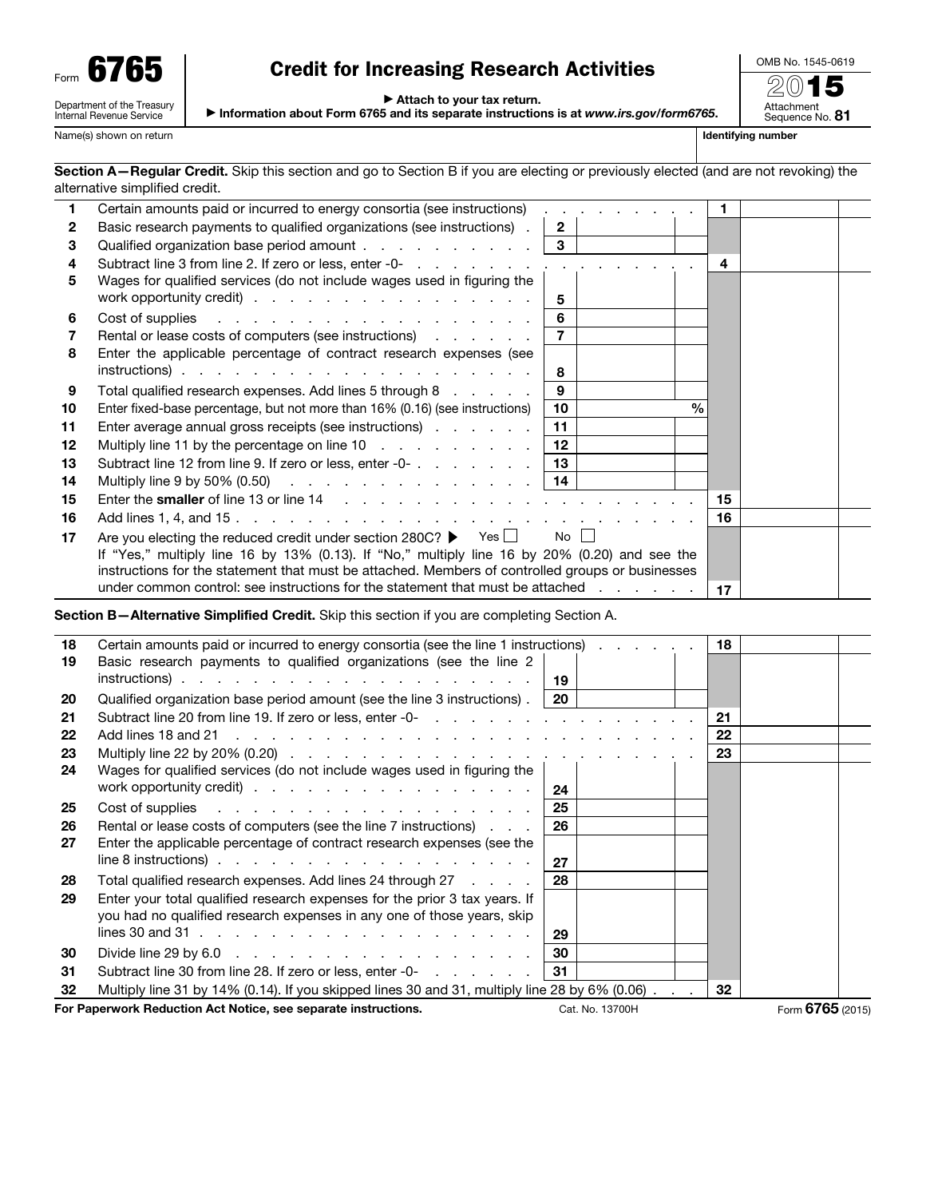Form **6765**

Department of the Treasury
Internal Revenue Service

# Credit for Increasing Research Activities

▶ Attach to your tax return.

▶ Information about Form 6765 and its separate instructions is at *www.irs.gov/form6765*.

OMB No. 1545-0619

2015

Attachment Sequence No. **81**

Name(s) shown on return | **Identifying number**

**Section A—Regular Credit.** Skip this section and go to Section B if you are electing or previously elected (and are not revoking) the alternative simplified credit.

| | | | | | |
|---|---|---|---|---|---|
| 1 | Certain amounts paid or incurred to energy consortia (see instructions) | | | 1 | |
| 2 | Basic research payments to qualified organizations (see instructions) | 2 | | | |
| 3 | Qualified organization base period amount | 3 | | | |
| 4 | Subtract line 3 from line 2. If zero or less, enter -0- | | | 4 | |
| 5 | Wages for qualified services (do not include wages used in figuring the work opportunity credit) | 5 | | | |
| 6 | Cost of supplies | 6 | | | |
| 7 | Rental or lease costs of computers (see instructions) | 7 | | | |
| 8 | Enter the applicable percentage of contract research expenses (see instructions) | 8 | | | |
| 9 | Total qualified research expenses. Add lines 5 through 8 | 9 | | | |
| 10 | Enter fixed-base percentage, but not more than 16% (0.16) (see instructions) | 10 | % | | |
| 11 | Enter average annual gross receipts (see instructions) | 11 | | | |
| 12 | Multiply line 11 by the percentage on line 10 | 12 | | | |
| 13 | Subtract line 12 from line 9. If zero or less, enter -0- | 13 | | | |
| 14 | Multiply line 9 by 50% (0.50) | 14 | | | |
| 15 | Enter the **smaller** of line 13 or line 14 | | | 15 | |
| 16 | Add lines 1, 4, and 15 | | | 16 | |
| 17 | Are you electing the reduced credit under section 280C? ▶ Yes ☐ No ☐ If "Yes," multiply line 16 by 13% (0.13). If "No," multiply line 16 by 20% (0.20) and see the instructions for the statement that must be attached. Members of controlled groups or businesses under common control: see instructions for the statement that must be attached | | | 17 | |

**Section B—Alternative Simplified Credit.** Skip this section if you are completing Section A.

| | | | | | |
|---|---|---|---|---|---|
| 18 | Certain amounts paid or incurred to energy consortia (see the line 1 instructions) | | | 18 | |
| 19 | Basic research payments to qualified organizations (see the line 2 instructions) | 19 | | | |
| 20 | Qualified organization base period amount (see the line 3 instructions) | 20 | | | |
| 21 | Subtract line 20 from line 19. If zero or less, enter -0- | | | 21 | |
| 22 | Add lines 18 and 21 | | | 22 | |
| 23 | Multiply line 22 by 20% (0.20) | | | 23 | |
| 24 | Wages for qualified services (do not include wages used in figuring the work opportunity credit) | 24 | | | |
| 25 | Cost of supplies | 25 | | | |
| 26 | Rental or lease costs of computers (see the line 7 instructions) | 26 | | | |
| 27 | Enter the applicable percentage of contract research expenses (see the line 8 instructions) | 27 | | | |
| 28 | Total qualified research expenses. Add lines 24 through 27 | 28 | | | |
| 29 | Enter your total qualified research expenses for the prior 3 tax years. If you had no qualified research expenses in any one of those years, skip lines 30 and 31 | 29 | | | |
| 30 | Divide line 29 by 6.0 | 30 | | | |
| 31 | Subtract line 30 from line 28. If zero or less, enter -0- | 31 | | | |
| 32 | Multiply line 31 by 14% (0.14). If you skipped lines 30 and 31, multiply line 28 by 6% (0.06) | | | 32 | |

**For Paperwork Reduction Act Notice, see separate instructions.** Cat. No. 13700H Form **6765** (2015)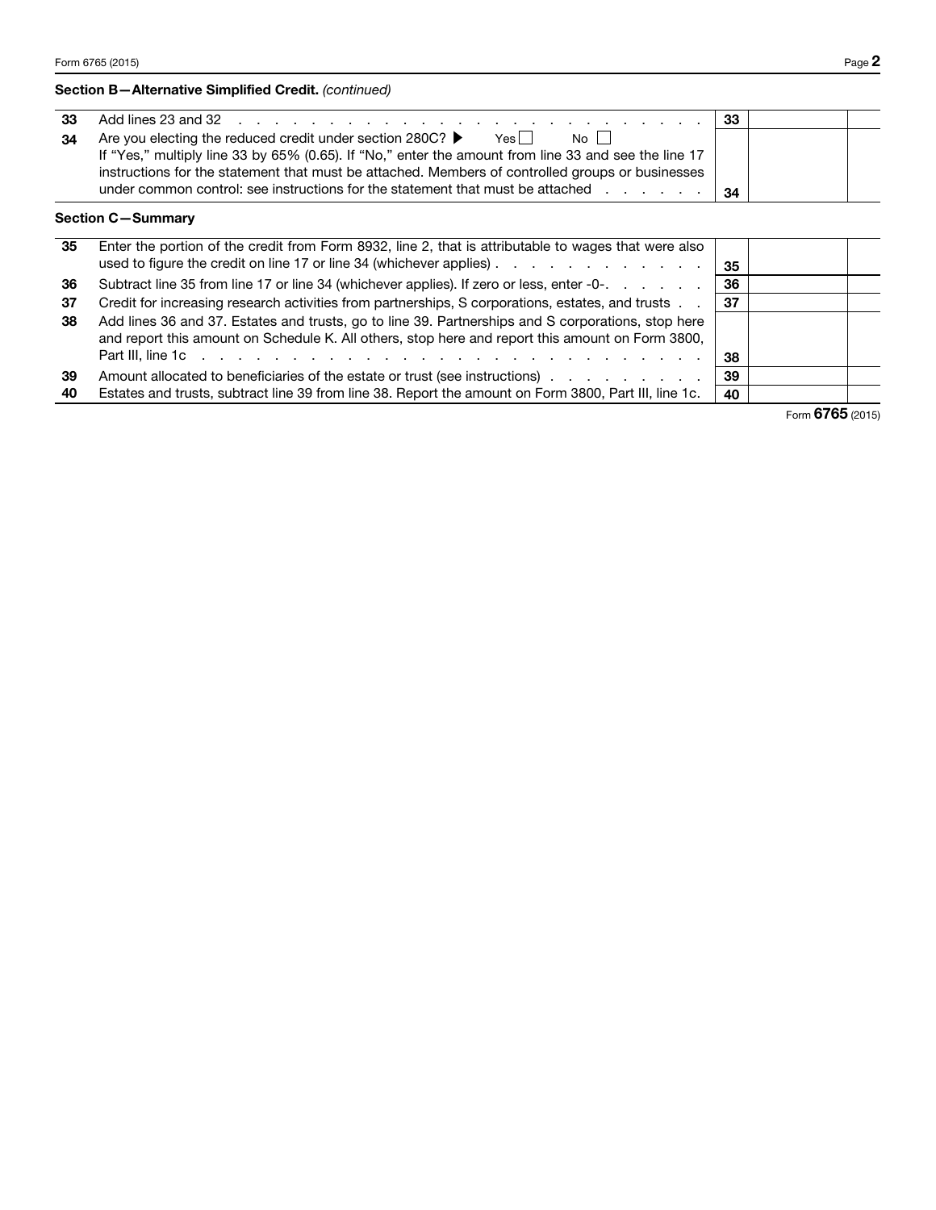## Section B—Alternative Simplified Credit. *(continued)*

| | | | | |
|---|---|---|---|---|
| 33 | Add lines 23 and 32 | 33 | | |
| 34 | Are you electing the reduced credit under section 280C? ▶ Yes ☐ No ☐<br>If "Yes," multiply line 33 by 65% (0.65). If "No," enter the amount from line 33 and see the line 17 instructions for the statement that must be attached. Members of controlled groups or businesses under common control: see instructions for the statement that must be attached | 34 | | |

## Section C—Summary

| | | | | |
|---|---|---|---|---|
| 35 | Enter the portion of the credit from Form 8932, line 2, that is attributable to wages that were also used to figure the credit on line 17 or line 34 (whichever applies) | 35 | | |
| 36 | Subtract line 35 from line 17 or line 34 (whichever applies). If zero or less, enter -0-. | 36 | | |
| 37 | Credit for increasing research activities from partnerships, S corporations, estates, and trusts | 37 | | |
| 38 | Add lines 36 and 37. Estates and trusts, go to line 39. Partnerships and S corporations, stop here and report this amount on Schedule K. All others, stop here and report this amount on Form 3800, Part III, line 1c | 38 | | |
| 39 | Amount allocated to beneficiaries of the estate or trust (see instructions) | 39 | | |
| 40 | Estates and trusts, subtract line 39 from line 38. Report the amount on Form 3800, Part III, line 1c. | 40 | | |

Form **6765** (2015)